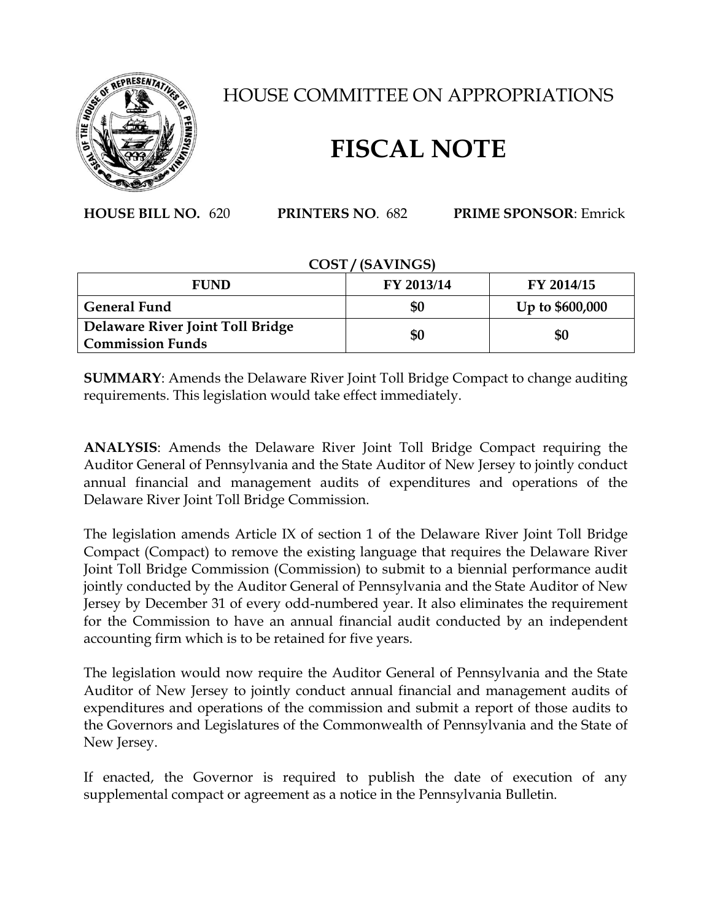# HOUSE COMMITTEE ON APPROPRIATIONS

# FISCAL NOTE

**HOUSE BILL NO.** 620 **PRINTERS NO**. 682 **PRIME SPONSOR**: Emrick

**COST / (SAVINGS)**

| FUND | FY 2013/14 | FY 2014/15 |
|---|---|---|
| **General Fund** | **$0** | **Up to $600,000** |
| **Delaware River Joint Toll Bridge Commission Funds** | **$0** | **$0** |

**SUMMARY**: Amends the Delaware River Joint Toll Bridge Compact to change auditing requirements. This legislation would take effect immediately.

**ANALYSIS**: Amends the Delaware River Joint Toll Bridge Compact requiring the Auditor General of Pennsylvania and the State Auditor of New Jersey to jointly conduct annual financial and management audits of expenditures and operations of the Delaware River Joint Toll Bridge Commission.

The legislation amends Article IX of section 1 of the Delaware River Joint Toll Bridge Compact (Compact) to remove the existing language that requires the Delaware River Joint Toll Bridge Commission (Commission) to submit to a biennial performance audit jointly conducted by the Auditor General of Pennsylvania and the State Auditor of New Jersey by December 31 of every odd-numbered year. It also eliminates the requirement for the Commission to have an annual financial audit conducted by an independent accounting firm which is to be retained for five years.

The legislation would now require the Auditor General of Pennsylvania and the State Auditor of New Jersey to jointly conduct annual financial and management audits of expenditures and operations of the commission and submit a report of those audits to the Governors and Legislatures of the Commonwealth of Pennsylvania and the State of New Jersey.

If enacted, the Governor is required to publish the date of execution of any supplemental compact or agreement as a notice in the Pennsylvania Bulletin.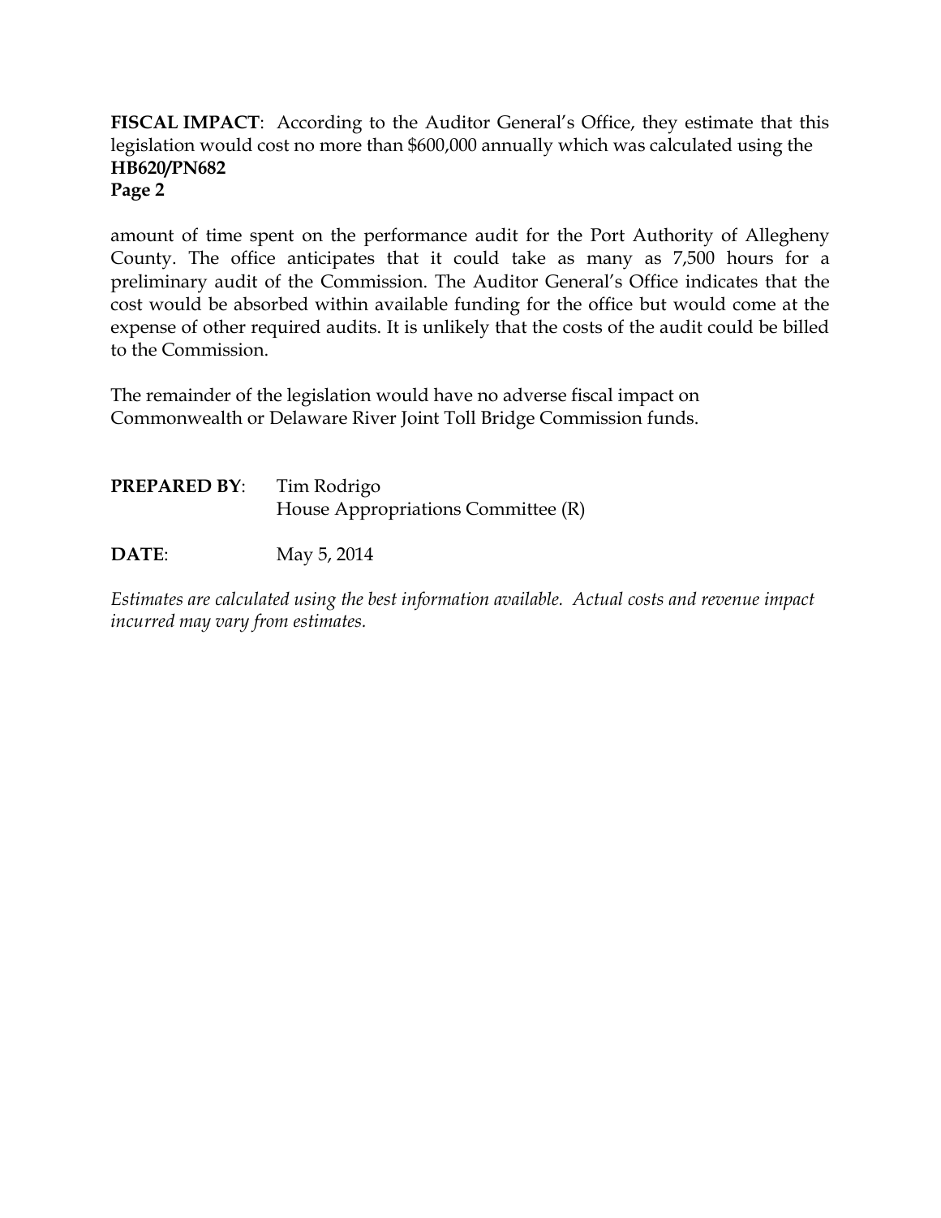**FISCAL IMPACT**: According to the Auditor General's Office, they estimate that this legislation would cost no more than $600,000 annually which was calculated using the amount of time spent on the performance audit for the Port Authority of Allegheny County. The office anticipates that it could take as many as 7,500 hours for a preliminary audit of the Commission. The Auditor General's Office indicates that the cost would be absorbed within available funding for the office but would come at the expense of other required audits. It is unlikely that the costs of the audit could be billed to the Commission.

The remainder of the legislation would have no adverse fiscal impact on Commonwealth or Delaware River Joint Toll Bridge Commission funds.

**PREPARED BY**: Tim Rodrigo
House Appropriations Committee (R)

**DATE**: May 5, 2014

*Estimates are calculated using the best information available. Actual costs and revenue impact incurred may vary from estimates.*